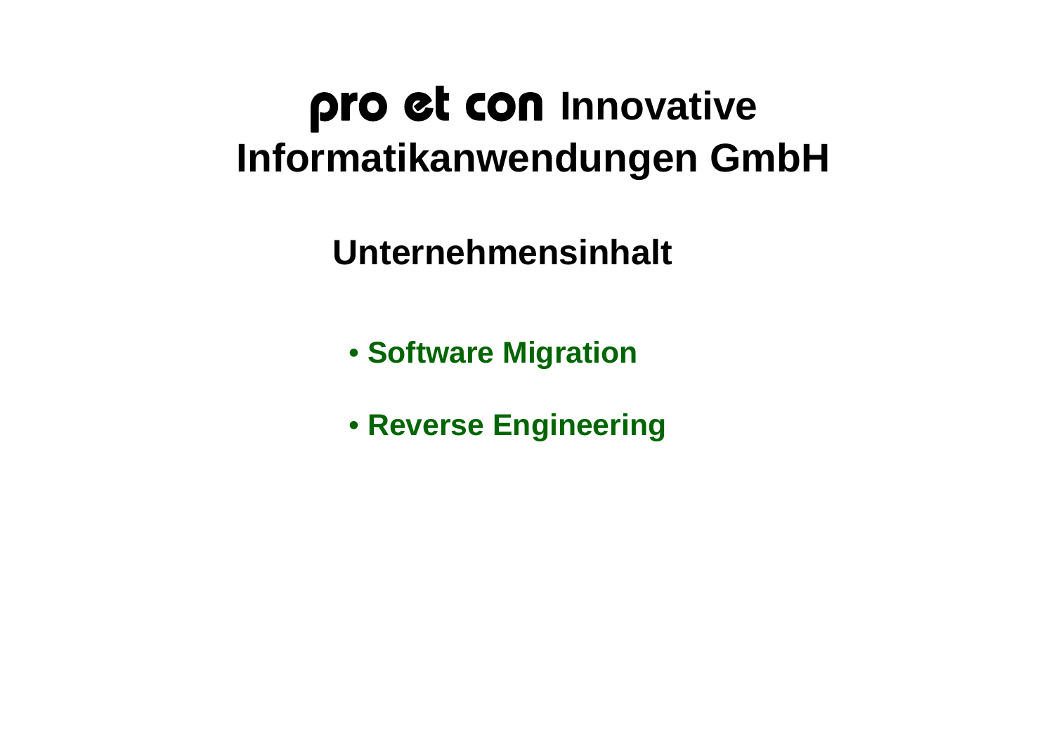# pro et con Innovative Informatikanwendungen GmbH

## Unternehmensinhalt

- **Software Migration**
- **Reverse Engineering**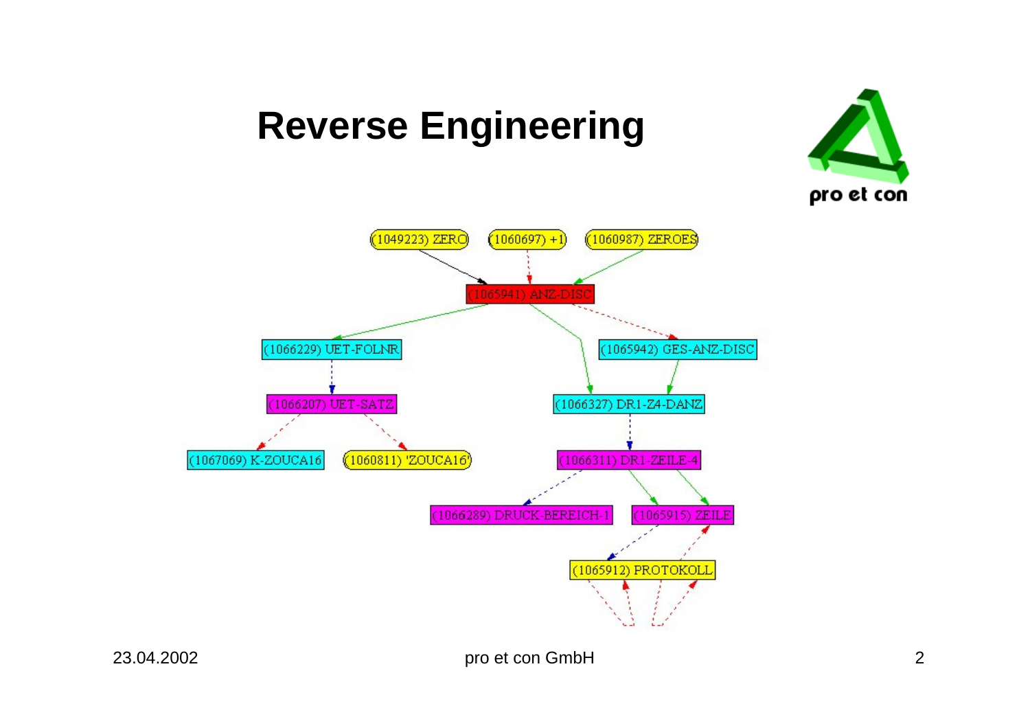# Reverse Engineering

(1049223) ZERO

(1060697) +1

(1060987) ZEROES

(1065941) ANZ-DISC

(1066229) UET-FOLNR

(1065942) GES-ANZ-DISC

(1066207) UET-SATZ

(1066327) DR1-Z4-DANZ

(1067069) K-ZOUCA16

(1060811) 'ZOUCA16'

(1066311) DR1-ZEILE-4

(1066289) DRUCK-BEREICH-1

(1065915) ZEILE

(1065912) PROTOKOLL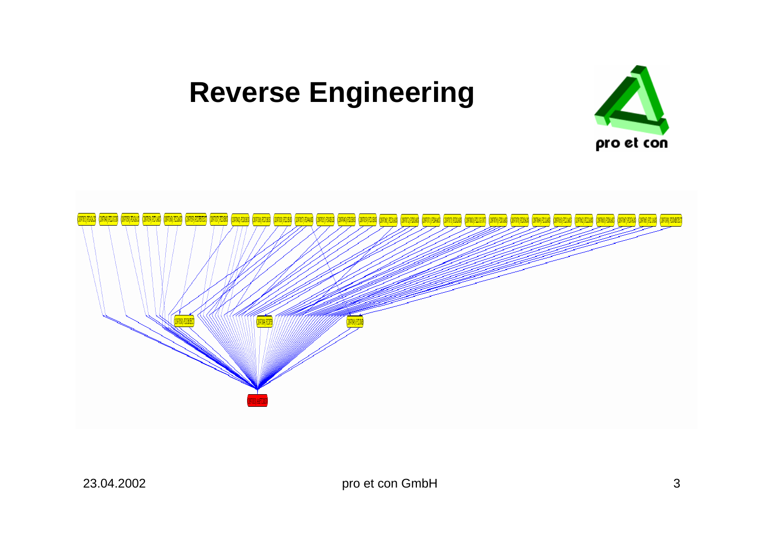# Reverse Engineering

pro et con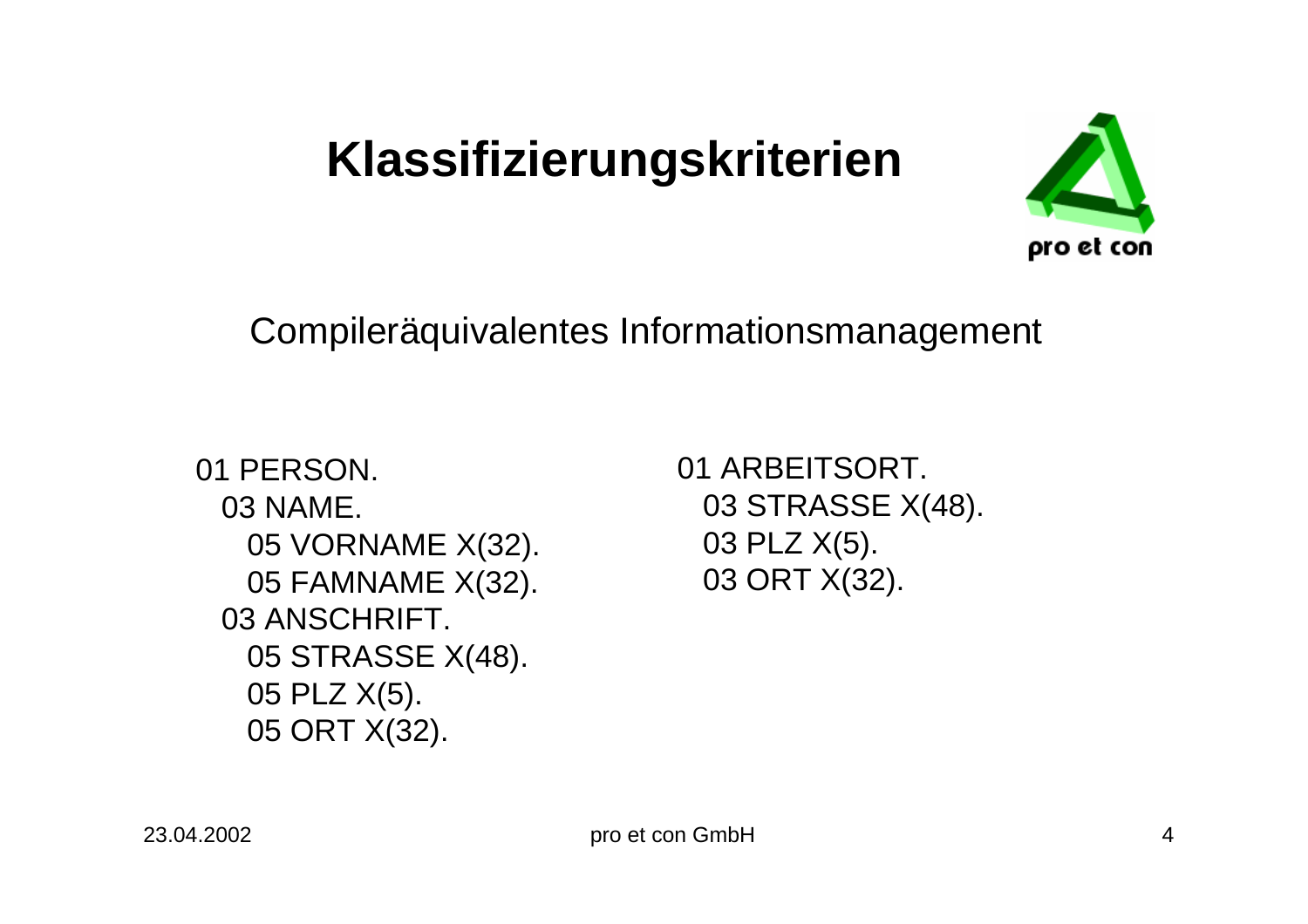# Klassifizierungskriterien

Compileräquivalentes Informationsmanagement

```
01 PERSON.
  03 NAME.
    05 VORNAME X(32).
    05 FAMNAME X(32).
  03 ANSCHRIFT.
    05 STRASSE X(48).
    05 PLZ X(5).
    05 ORT X(32).
```

```
01 ARBEITSORT.
  03 STRASSE X(48).
  03 PLZ X(5).
  03 ORT X(32).
```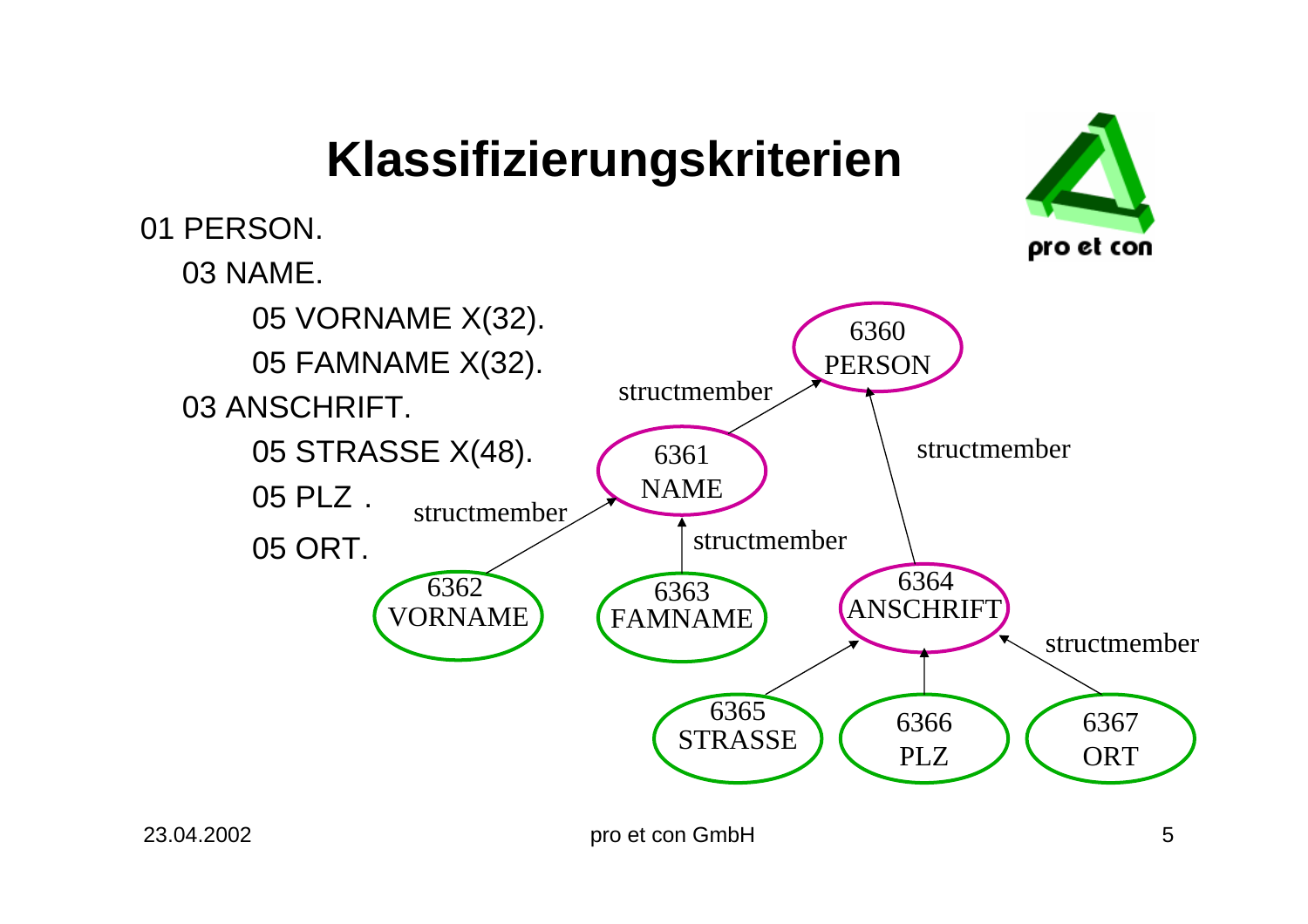# Klassifizierungskriterien

```
01 PERSON.
   03 NAME.
      05 VORNAME X(32).
      05 FAMNAME X(32).
   03 ANSCHRIFT.
      05 STRASSE X(48).
      05 PLZ .
      05 ORT.
```

6360 PERSON

6361 NAME —structmember→ 6360 PERSON

6364 ANSCHRIFT —structmember→ 6360 PERSON

6362 VORNAME —structmember→ 6361 NAME

6363 FAMNAME —structmember→ 6361 NAME

6365 STRASSE → 6364 ANSCHRIFT

6366 PLZ → 6364 ANSCHRIFT

6367 ORT —structmember→ 6364 ANSCHRIFT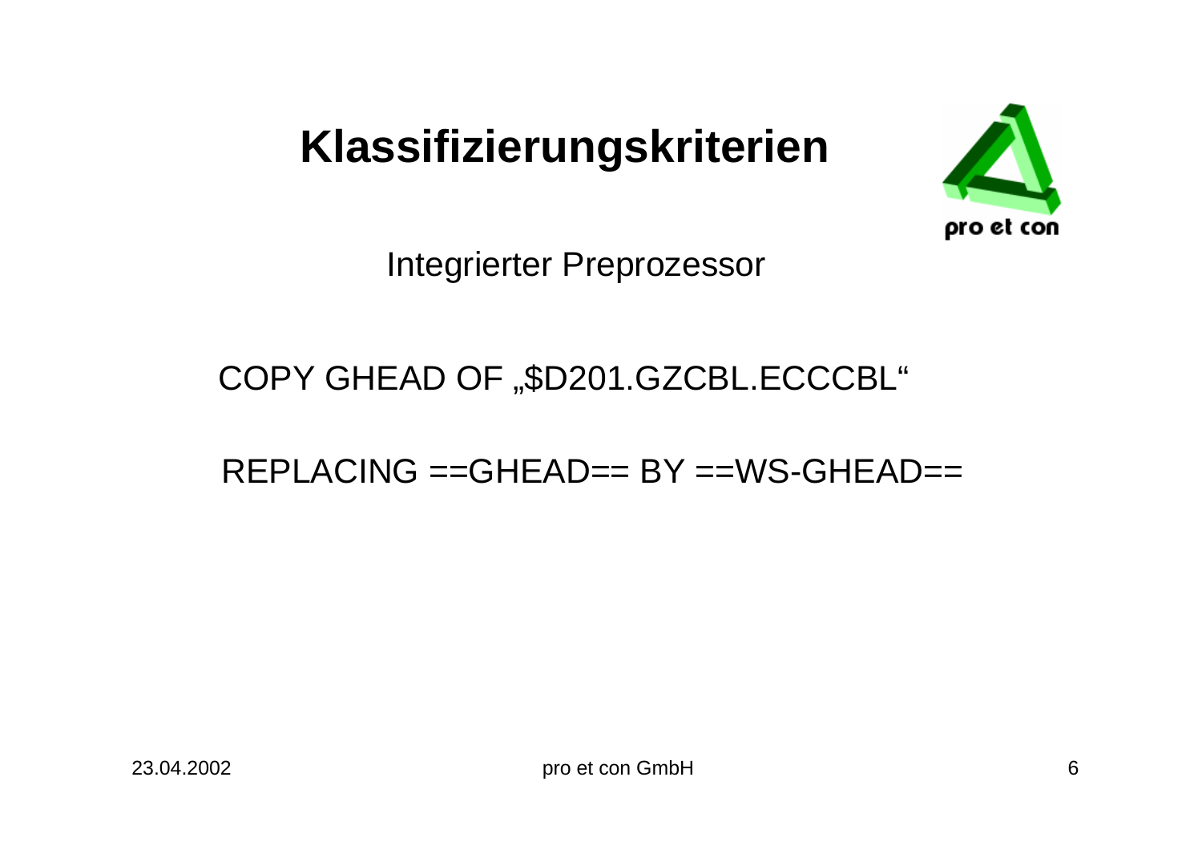# Klassifizierungskriterien

Integrierter Preprozessor

COPY GHEAD OF „$D201.GZCBL.ECCCBL"

REPLACING ==GHEAD== BY ==WS-GHEAD==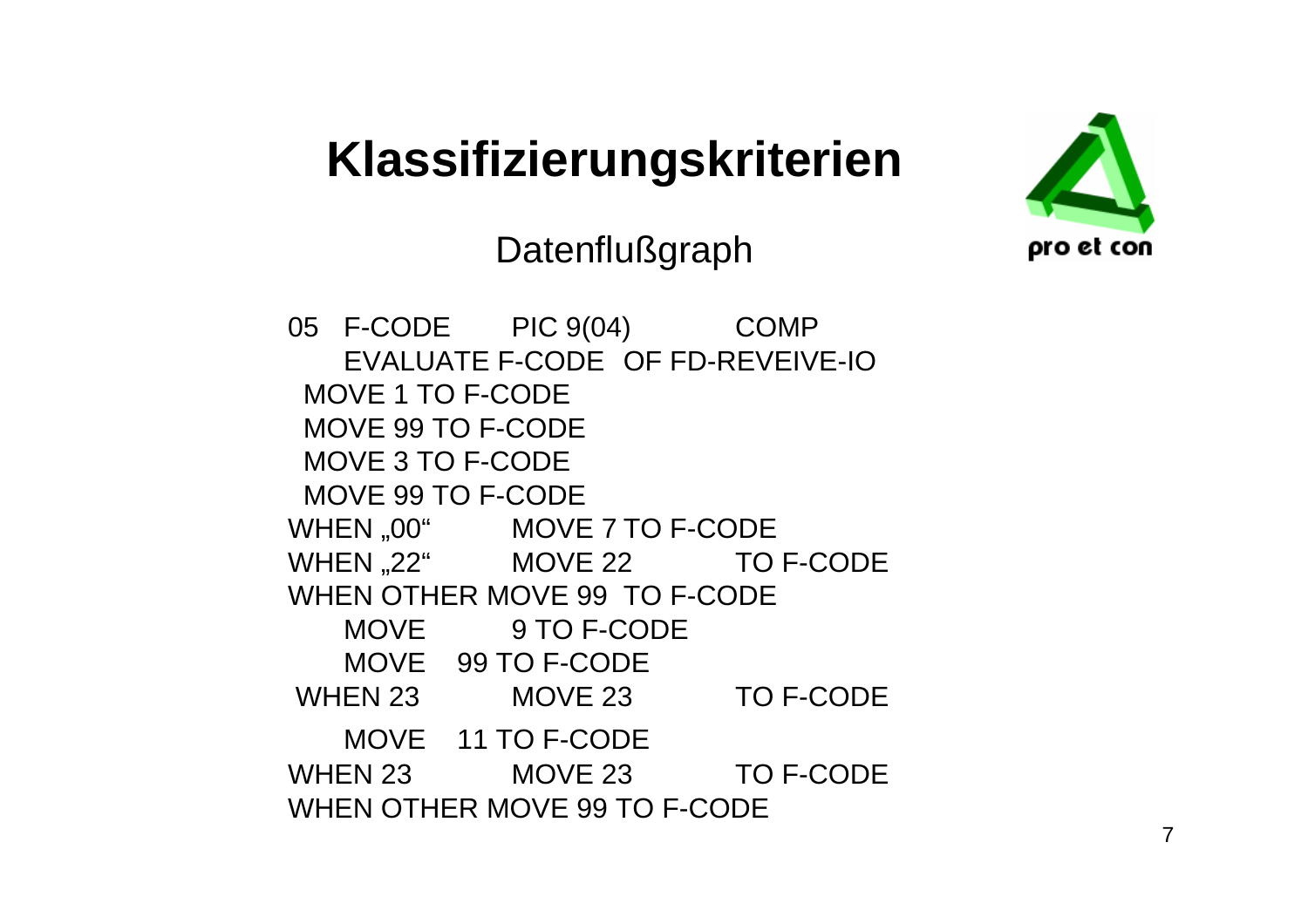# Klassifizierungskriterien

## Datenflußgraph

```
05   F-CODE       PIC 9(04)          COMP
     EVALUATE F-CODE   OF FD-REVEIVE-IO
  MOVE 1 TO F-CODE
  MOVE 99 TO F-CODE
  MOVE 3 TO F-CODE
  MOVE 99 TO F-CODE
WHEN „00"         MOVE 7 TO F-CODE
WHEN „22"         MOVE 22            TO F-CODE
WHEN OTHER MOVE 99  TO F-CODE
     MOVE         9 TO F-CODE
     MOVE    99 TO F-CODE
 WHEN 23          MOVE 23            TO F-CODE
     MOVE    11 TO F-CODE
WHEN 23           MOVE 23            TO F-CODE
WHEN OTHER MOVE 99 TO F-CODE
```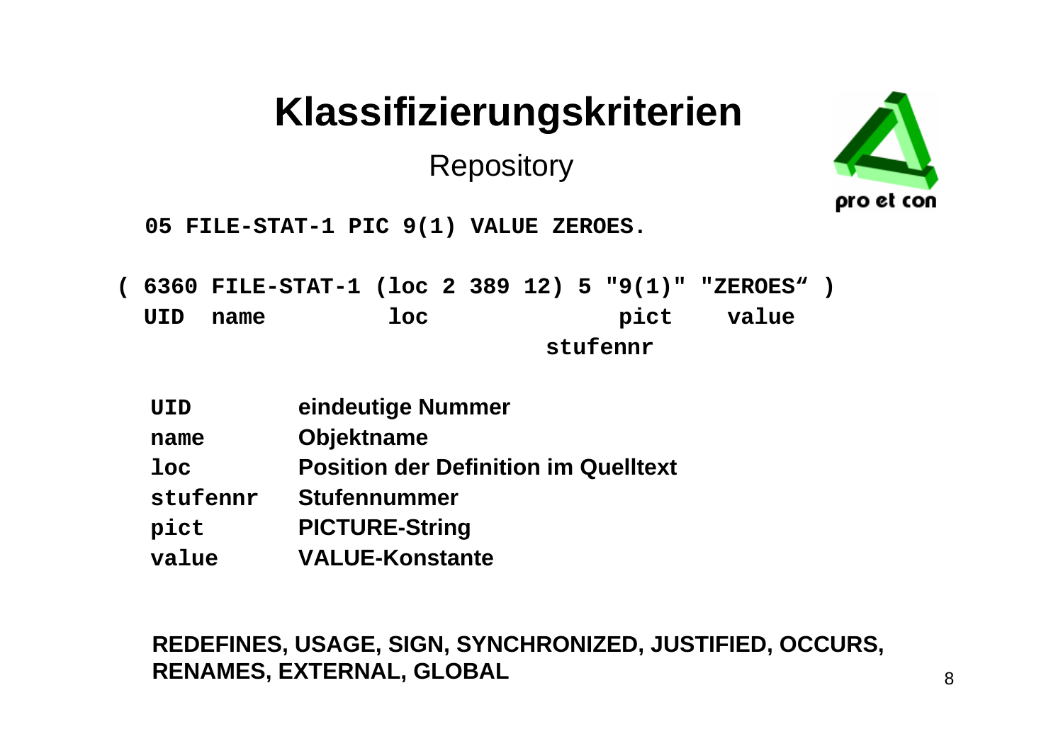# Klassifizierungskriterien

## Repository

```
05 FILE-STAT-1 PIC 9(1) VALUE ZEROES.
```

```
( 6360 FILE-STAT-1 (loc 2 389 12) 5 "9(1)" "ZEROES“ )
  UID  name         loc              pict    value
                               stufennr
```

| | |
|---|---|
| `UID` | **eindeutige Nummer** |
| `name` | **Objektname** |
| `loc` | **Position der Definition im Quelltext** |
| `stufennr` | **Stufennummer** |
| `pict` | **PICTURE-String** |
| `value` | **VALUE-Konstante** |

**REDEFINES, USAGE, SIGN, SYNCHRONIZED, JUSTIFIED, OCCURS, RENAMES, EXTERNAL, GLOBAL**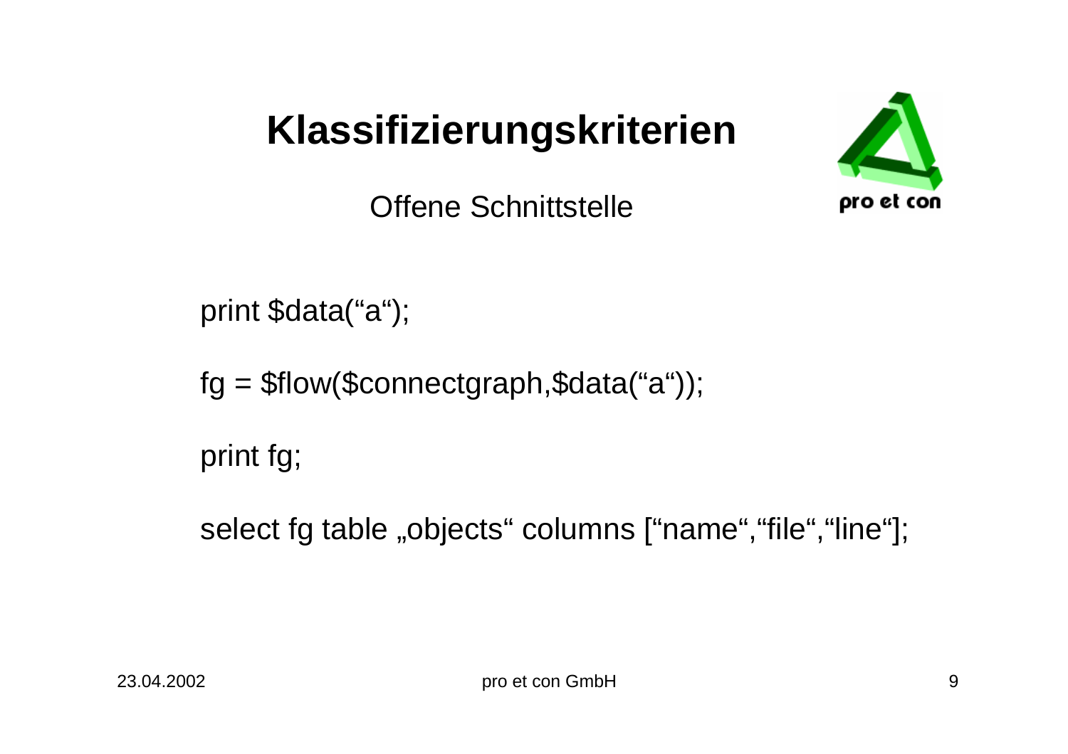# Klassifizierungskriterien

## Offene Schnittstelle

```
print $data(“a“);

fg = $flow($connectgraph,$data(“a“));

print fg;

select fg table „objects“ columns [“name“,“file“,“line“];
```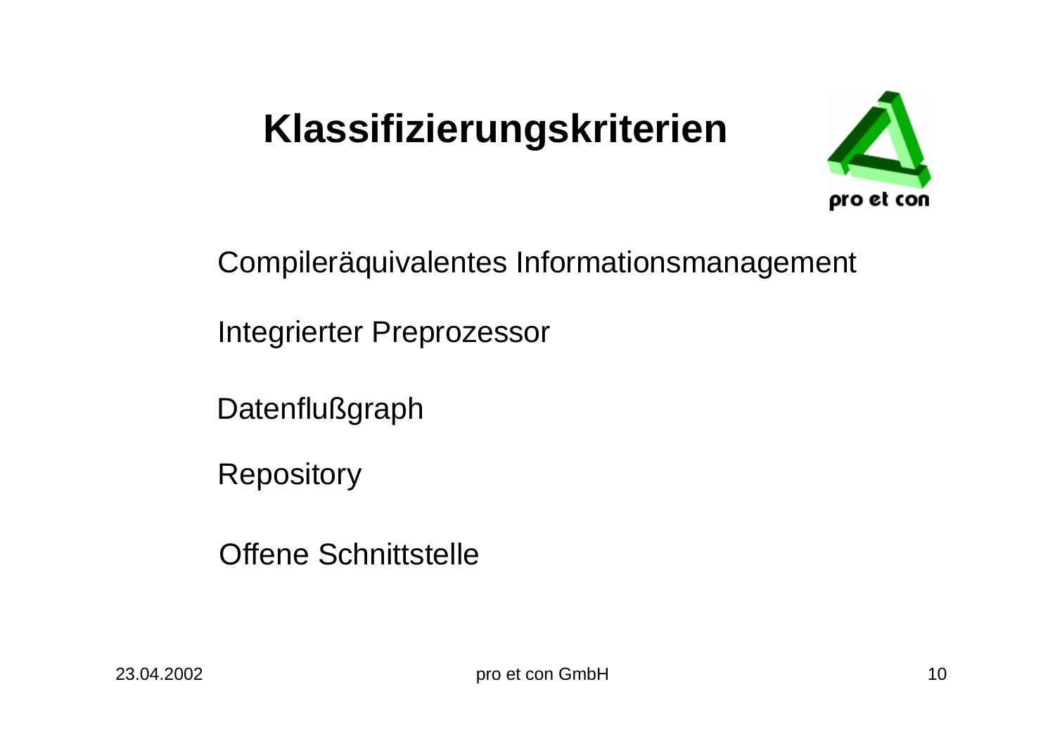# Klassifizierungskriterien

Compileräquivalentes Informationsmanagement

Integrierter Preprozessor

Datenflußgraph

Repository

Offene Schnittstelle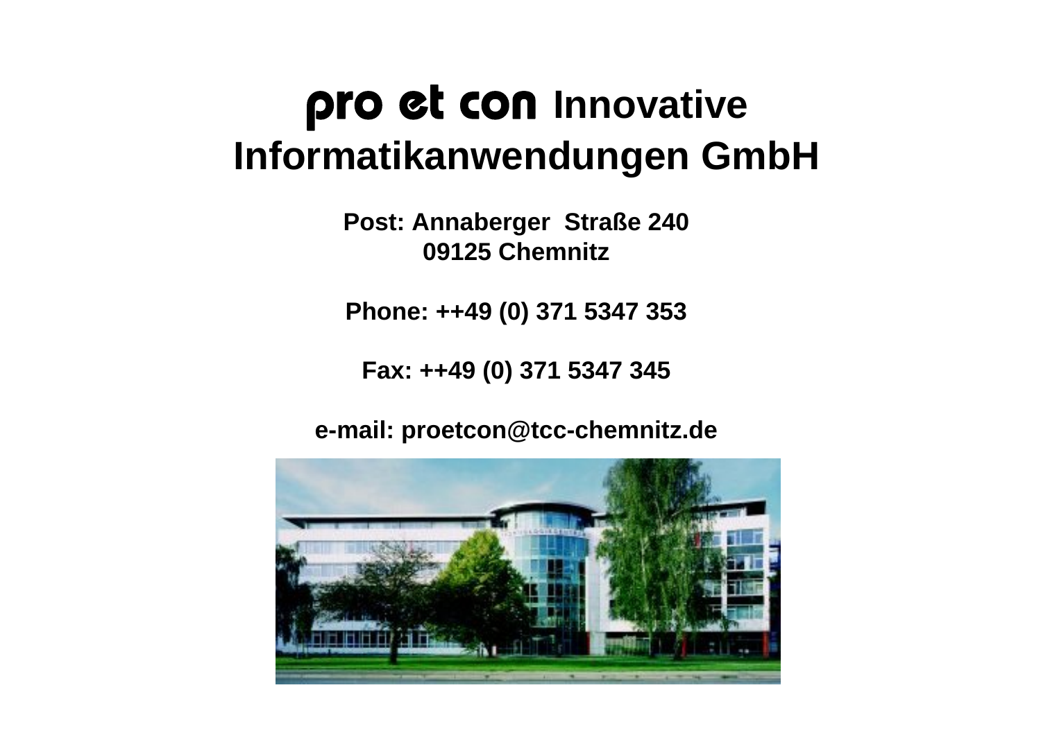# pro et con Innovative Informatikanwendungen GmbH

**Post: Annaberger Straße 240**
**09125 Chemnitz**

**Phone: ++49 (0) 371 5347 353**

**Fax: ++49 (0) 371 5347 345**

**e-mail: proetcon@tcc-chemnitz.de**